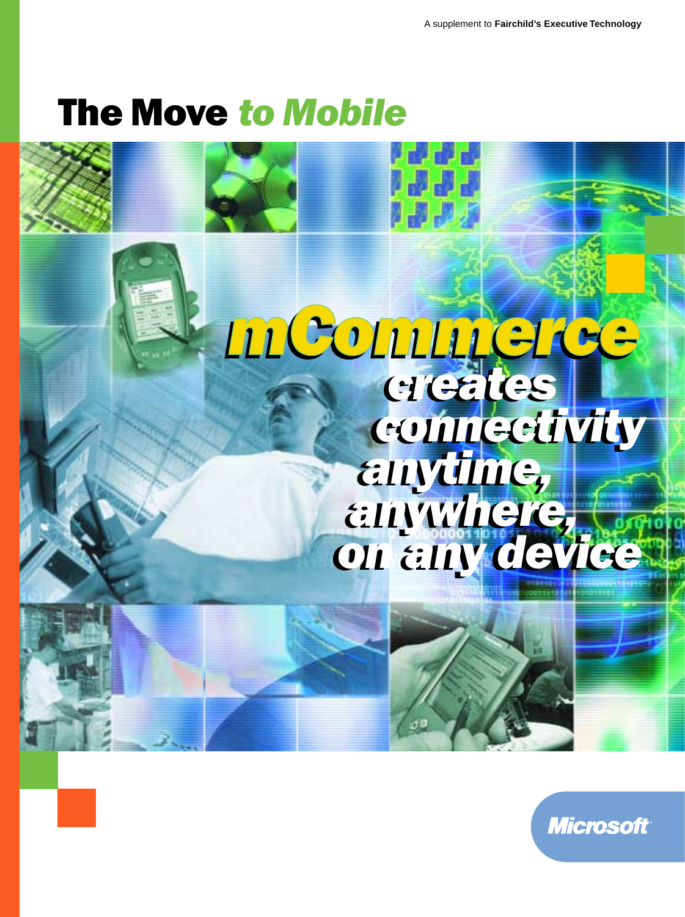A supplement to **Fairchild's Executive Technology**

# The Move *to Mobile*

## *mCommerce creates connectivity anytime, anywhere, on any device*

Microsoft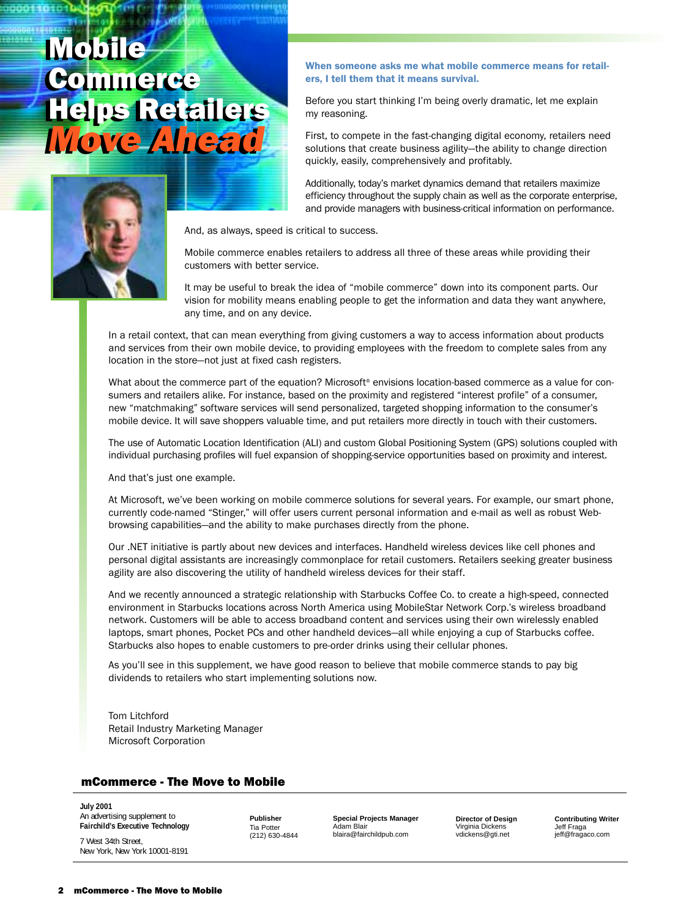# Mobile Commerce Helps Retailers *Move Ahead*

**When someone asks me what mobile commerce means for retailers, I tell them that it means survival.**

Before you start thinking I'm being overly dramatic, let me explain my reasoning.

First, to compete in the fast-changing digital economy, retailers need solutions that create business agility—the ability to change direction quickly, easily, comprehensively and profitably.

Additionally, today's market dynamics demand that retailers maximize efficiency throughout the supply chain as well as the corporate enterprise, and provide managers with business-critical information on performance.

And, as always, speed is critical to success.

Mobile commerce enables retailers to address all three of these areas while providing their customers with better service.

It may be useful to break the idea of "mobile commerce" down into its component parts. Our vision for mobility means enabling people to get the information and data they want anywhere, any time, and on any device.

In a retail context, that can mean everything from giving customers a way to access information about products and services from their own mobile device, to providing employees with the freedom to complete sales from any location in the store—not just at fixed cash registers.

What about the commerce part of the equation? Microsoft® envisions location-based commerce as a value for consumers and retailers alike. For instance, based on the proximity and registered "interest profile" of a consumer, new "matchmaking" software services will send personalized, targeted shopping information to the consumer's mobile device. It will save shoppers valuable time, and put retailers more directly in touch with their customers.

The use of Automatic Location Identification (ALI) and custom Global Positioning System (GPS) solutions coupled with individual purchasing profiles will fuel expansion of shopping-service opportunities based on proximity and interest.

And that's just one example.

At Microsoft, we've been working on mobile commerce solutions for several years. For example, our smart phone, currently code-named "Stinger," will offer users current personal information and e-mail as well as robust Web-browsing capabilities—and the ability to make purchases directly from the phone.

Our .NET initiative is partly about new devices and interfaces. Handheld wireless devices like cell phones and personal digital assistants are increasingly commonplace for retail customers. Retailers seeking greater business agility are also discovering the utility of handheld wireless devices for their staff.

And we recently announced a strategic relationship with Starbucks Coffee Co. to create a high-speed, connected environment in Starbucks locations across North America using MobileStar Network Corp.'s wireless broadband network. Customers will be able to access broadband content and services using their own wirelessly enabled laptops, smart phones, Pocket PCs and other handheld devices—all while enjoying a cup of Starbucks coffee. Starbucks also hopes to enable customers to pre-order drinks using their cellular phones.

As you'll see in this supplement, we have good reason to believe that mobile commerce stands to pay big dividends to retailers who start implementing solutions now.

Tom Litchford
Retail Industry Marketing Manager
Microsoft Corporation

## mCommerce - The Move to Mobile

**July 2001**
An advertising supplement to
**Fairchild's Executive Technology**

7 West 34th Street,
New York, New York 10001-8191

**Publisher**
Tia Potter
(212) 630-4844

**Special Projects Manager**
Adam Blair
blaira@fairchildpub.com

**Director of Design**
Virginia Dickens
vdickens@gti.net

**Contributing Writer**
Jeff Fraga
jeff@fragaco.com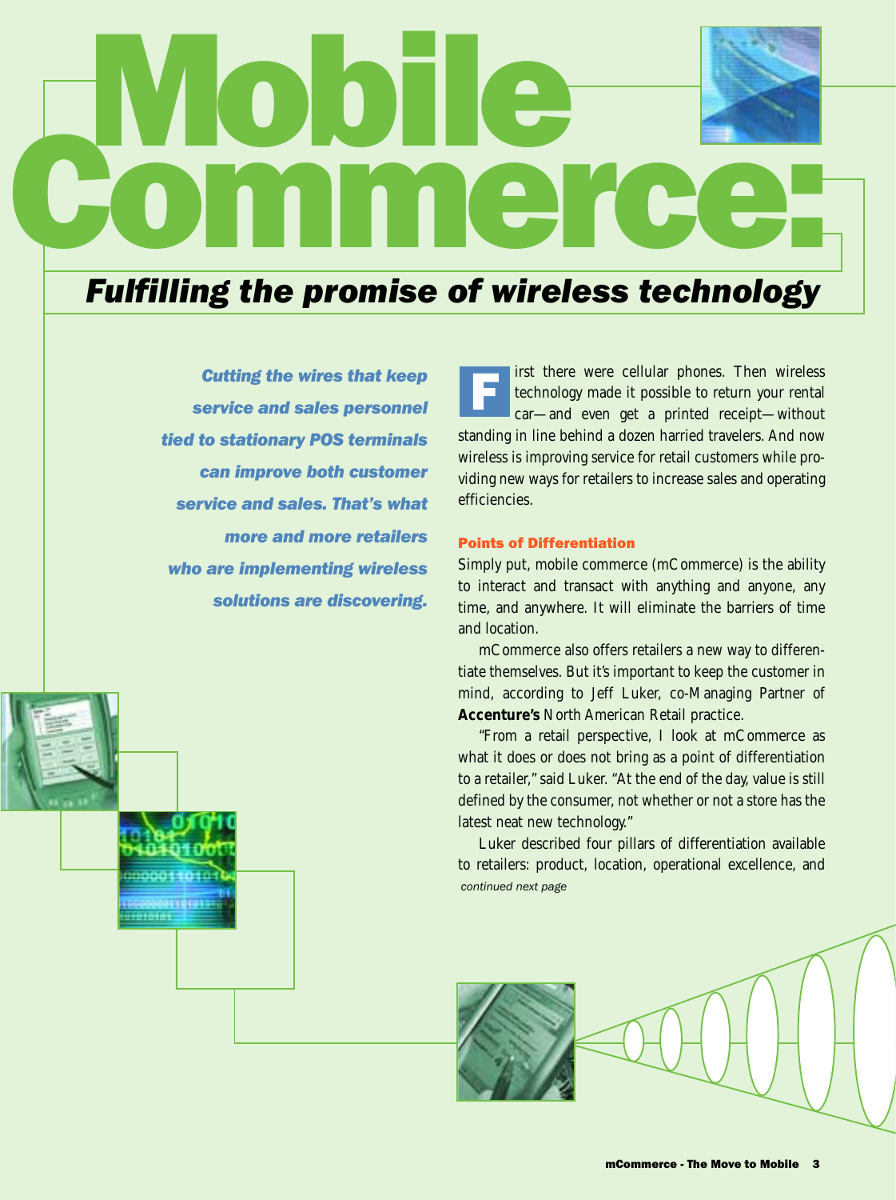# Mobile Commerce:

## *Fulfilling the promise of wireless technology*

***Cutting the wires that keep service and sales personnel tied to stationary POS terminals can improve both customer service and sales. That's what more and more retailers who are implementing wireless solutions are discovering.***

First there were cellular phones. Then wireless technology made it possible to return your rental car—and even get a printed receipt—without standing in line behind a dozen harried travelers. And now wireless is improving service for retail customers while providing new ways for retailers to increase sales and operating efficiencies.

### Points of Differentiation

Simply put, mobile commerce (mCommerce) is the ability to interact and transact with anything and anyone, any time, and anywhere. It will eliminate the barriers of time and location.

mCommerce also offers retailers a new way to differentiate themselves. But it's important to keep the customer in mind, according to Jeff Luker, co-Managing Partner of **Accenture's** North American Retail practice.

"From a retail perspective, I look at mCommerce as what it does or does not bring as a point of differentiation to a retailer," said Luker. "At the end of the day, value is still defined by the consumer, not whether or not a store has the latest neat new technology."

Luker described four pillars of differentiation available to retailers: product, location, operational excellence, and

*continued next page*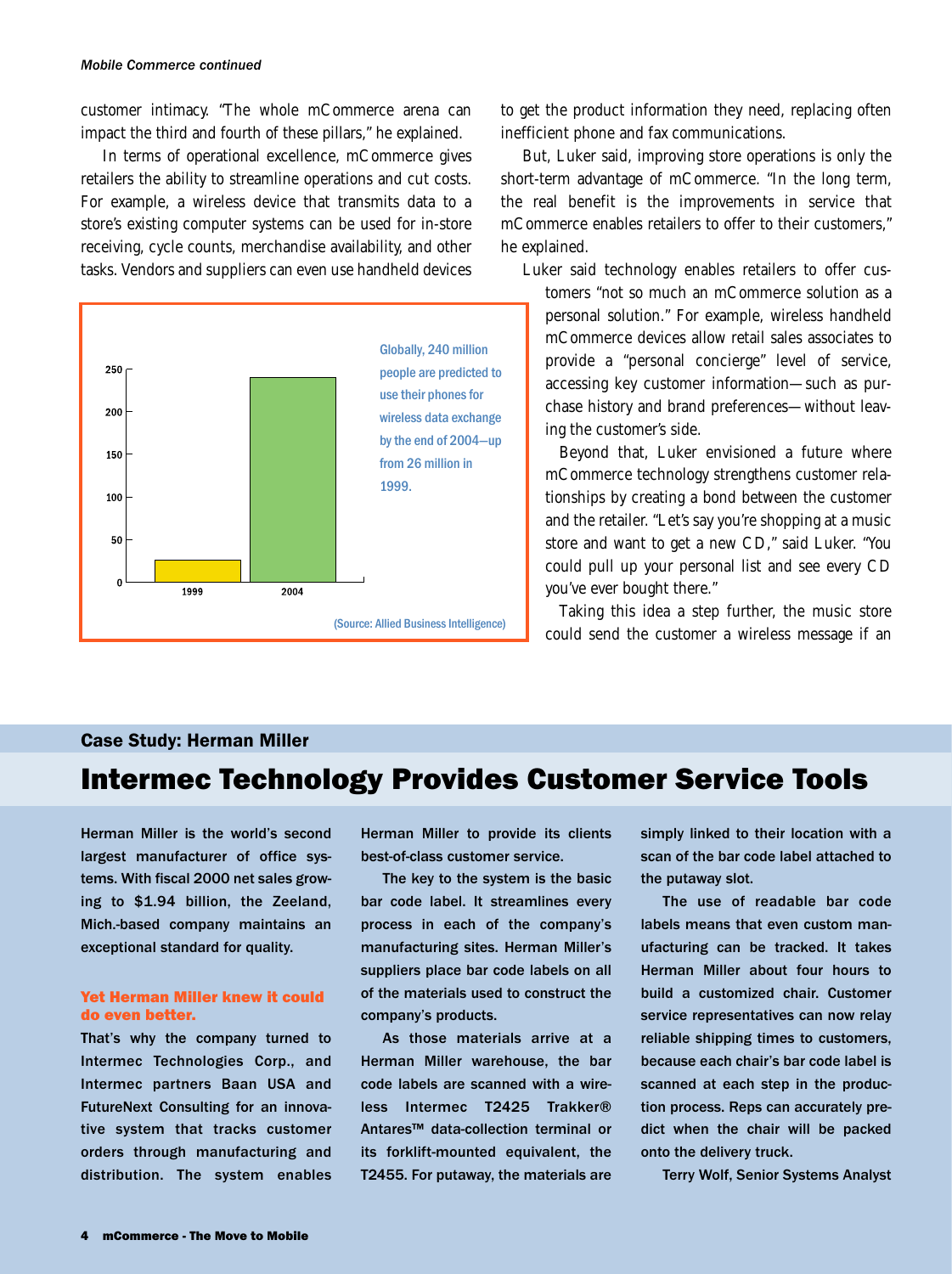*Mobile Commerce continued*

customer intimacy. "The whole mCommerce arena can impact the third and fourth of these pillars," he explained.

In terms of operational excellence, mCommerce gives retailers the ability to streamline operations and cut costs. For example, a wireless device that transmits data to a store's existing computer systems can be used for in-store receiving, cycle counts, merchandise availability, and other tasks. Vendors and suppliers can even use handheld devices to get the product information they need, replacing often inefficient phone and fax communications.

But, Luker said, improving store operations is only the short-term advantage of mCommerce. "In the long term, the real benefit is the improvements in service that mCommerce enables retailers to offer to their customers," he explained.

Luker said technology enables retailers to offer customers "not so much an mCommerce solution as a personal solution." For example, wireless handheld mCommerce devices allow retail sales associates to provide a "personal concierge" level of service, accessing key customer information—such as purchase history and brand preferences—without leaving the customer's side.

Beyond that, Luker envisioned a future where mCommerce technology strengthens customer relationships by creating a bond between the customer and the retailer. "Let's say you're shopping at a music store and want to get a new CD," said Luker. "You could pull up your personal list and see every CD you've ever bought there."

Taking this idea a step further, the music store could send the customer a wireless message if an

| Year | Value |
|---|---|
| 1999 | 26 |
| 2004 | 240 |

Globally, 240 million people are predicted to use their phones for wireless data exchange by the end of 2004—up from 26 million in 1999.

(Source: Allied Business Intelligence)

**Case Study: Herman Miller**

## Intermec Technology Provides Customer Service Tools

**Herman Miller is the world's second largest manufacturer of office systems. With fiscal 2000 net sales growing to $1.94 billion, the Zeeland, Mich.-based company maintains an exceptional standard for quality.**

### Yet Herman Miller knew it could do even better.

**That's why the company turned to Intermec Technologies Corp., and Intermec partners Baan USA and FutureNext Consulting for an innovative system that tracks customer orders through manufacturing and distribution. The system enables Herman Miller to provide its clients best-of-class customer service.**

**The key to the system is the basic bar code label. It streamlines every process in each of the company's manufacturing sites. Herman Miller's suppliers place bar code labels on all of the materials used to construct the company's products.**

**As those materials arrive at a Herman Miller warehouse, the bar code labels are scanned with a wireless Intermec T2425 Trakker® Antares™ data-collection terminal or its forklift-mounted equivalent, the T2455. For putaway, the materials are simply linked to their location with a scan of the bar code label attached to the putaway slot.**

**The use of readable bar code labels means that even custom manufacturing can be tracked. It takes Herman Miller about four hours to build a customized chair. Customer service representatives can now relay reliable shipping times to customers, because each chair's bar code label is scanned at each step in the production process. Reps can accurately predict when the chair will be packed onto the delivery truck.**

**Terry Wolf, Senior Systems Analyst**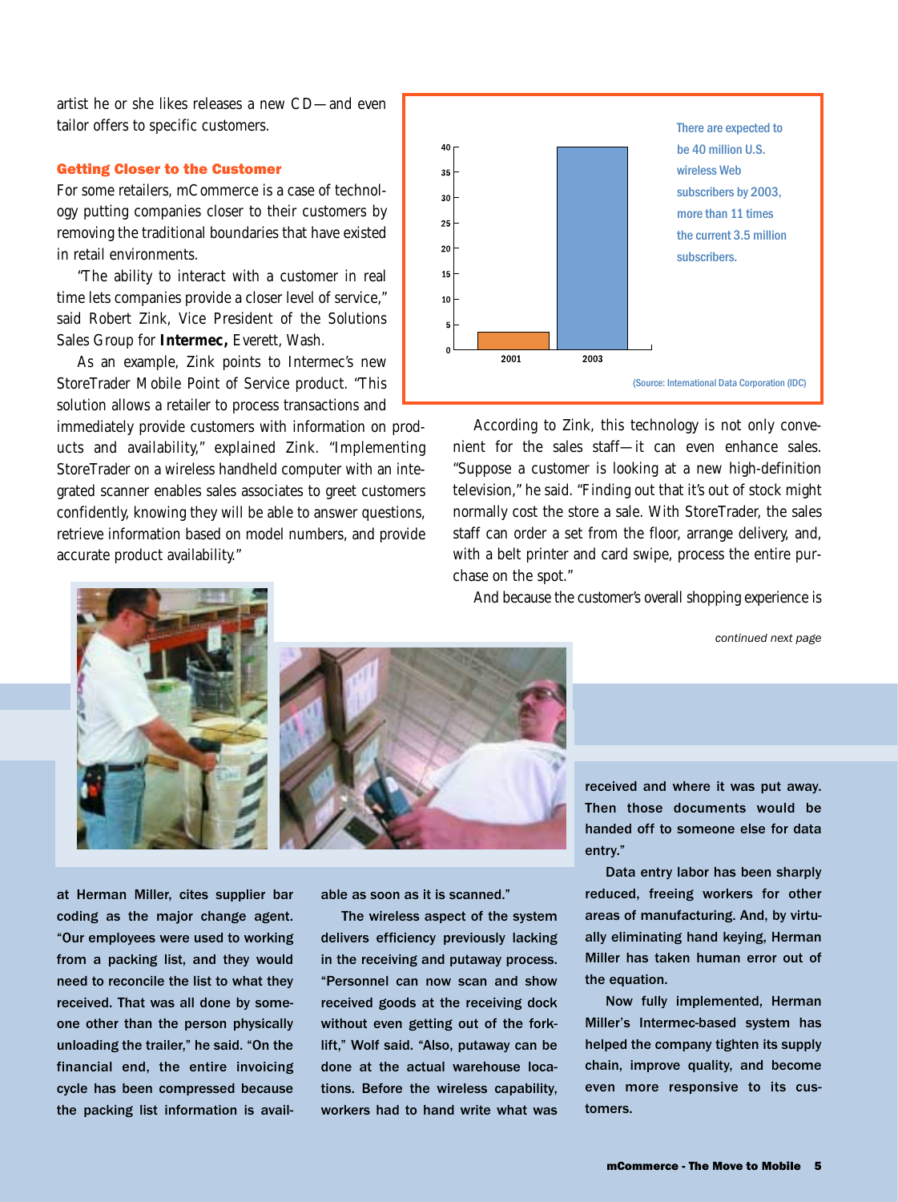artist he or she likes releases a new CD—and even tailor offers to specific customers.

### Getting Closer to the Customer

For some retailers, mCommerce is a case of technology putting companies closer to their customers by removing the traditional boundaries that have existed in retail environments.

"The ability to interact with a customer in real time lets companies provide a closer level of service," said Robert Zink, Vice President of the Solutions Sales Group for **Intermec,** Everett, Wash.

As an example, Zink points to Intermec's new StoreTrader Mobile Point of Service product. "This solution allows a retailer to process transactions and immediately provide customers with information on products and availability," explained Zink. "Implementing StoreTrader on a wireless handheld computer with an integrated scanner enables sales associates to greet customers confidently, knowing they will be able to answer questions, retrieve information based on model numbers, and provide accurate product availability."

There are expected to be 40 million U.S. wireless Web subscribers by 2003, more than 11 times the current 3.5 million subscribers.

(Source: International Data Corporation (IDC))

According to Zink, this technology is not only convenient for the sales staff—it can even enhance sales. "Suppose a customer is looking at a new high-definition television," he said. "Finding out that it's out of stock might normally cost the store a sale. With StoreTrader, the sales staff can order a set from the floor, arrange delivery, and, with a belt printer and card swipe, process the entire purchase on the spot."

And because the customer's overall shopping experience is

*continued next page*

**at Herman Miller, cites supplier bar coding as the major change agent. "Our employees were used to working from a packing list, and they would need to reconcile the list to what they received. That was all done by someone other than the person physically unloading the trailer," he said. "On the financial end, the entire invoicing cycle has been compressed because the packing list information is available as soon as it is scanned."**

**The wireless aspect of the system delivers efficiency previously lacking in the receiving and putaway process. "Personnel can now scan and show received goods at the receiving dock without even getting out of the forklift," Wolf said. "Also, putaway can be done at the actual warehouse locations. Before the wireless capability, workers had to hand write what was received and where it was put away. Then those documents would be handed off to someone else for data entry."**

**Data entry labor has been sharply reduced, freeing workers for other areas of manufacturing. And, by virtually eliminating hand keying, Herman Miller has taken human error out of the equation.**

**Now fully implemented, Herman Miller's Intermec-based system has helped the company tighten its supply chain, improve quality, and become even more responsive to its customers.**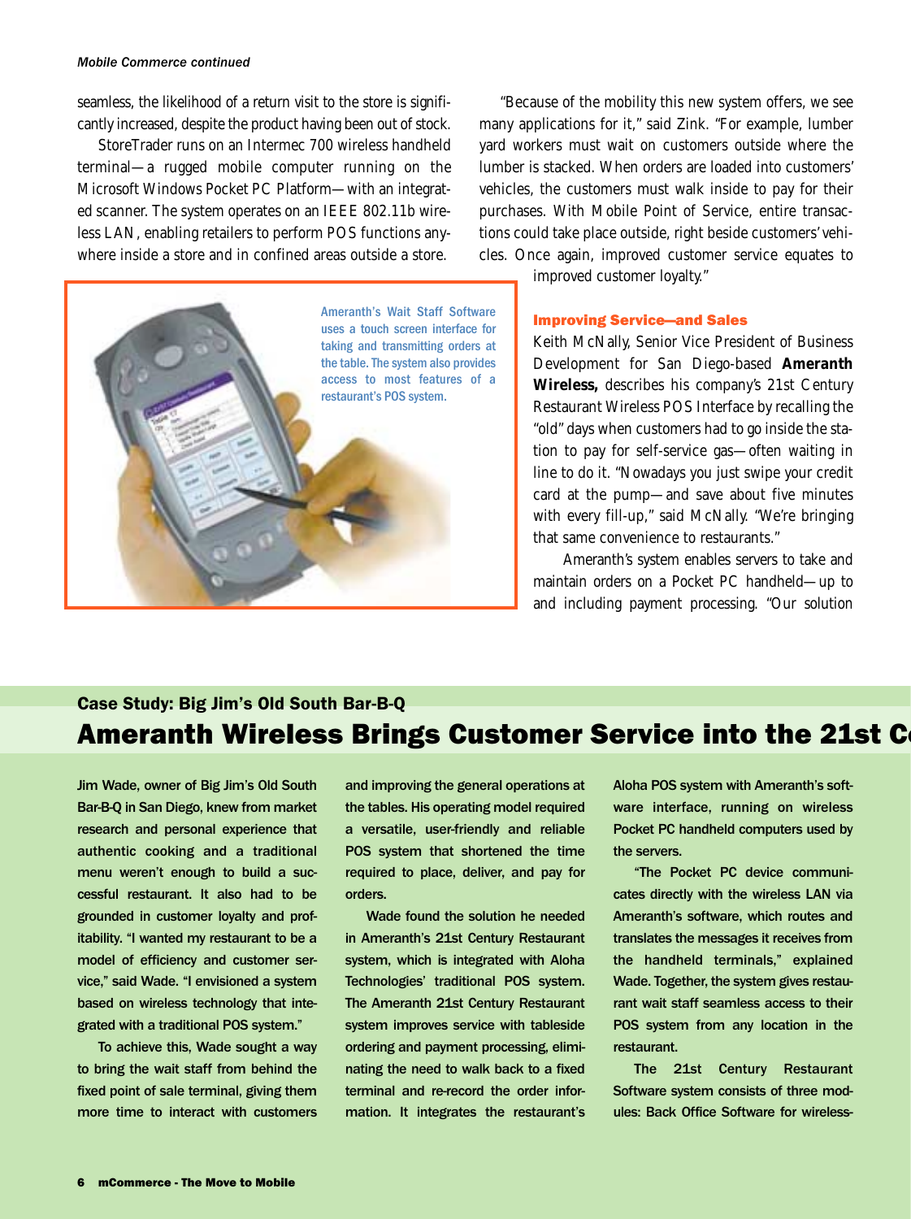seamless, the likelihood of a return visit to the store is significantly increased, despite the product having been out of stock.

StoreTrader runs on an Intermec 700 wireless handheld terminal—a rugged mobile computer running on the Microsoft Windows Pocket PC Platform—with an integrated scanner. The system operates on an IEEE 802.11b wireless LAN, enabling retailers to perform POS functions anywhere inside a store and in confined areas outside a store.

"Because of the mobility this new system offers, we see many applications for it," said Zink. "For example, lumber yard workers must wait on customers outside where the lumber is stacked. When orders are loaded into customers' vehicles, the customers must walk inside to pay for their purchases. With Mobile Point of Service, entire transactions could take place outside, right beside customers' vehicles. Once again, improved customer service equates to improved customer loyalty."

Ameranth's Wait Staff Software uses a touch screen interface for taking and transmitting orders at the table. The system also provides access to most features of a restaurant's POS system.

### Improving Service—and Sales

Keith McNally, Senior Vice President of Business Development for San Diego-based **Ameranth Wireless,** describes his company's 21st Century Restaurant Wireless POS Interface by recalling the "old" days when customers had to go inside the station to pay for self-service gas—often waiting in line to do it. "Nowadays you just swipe your credit card at the pump—and save about five minutes with every fill-up," said McNally. "We're bringing that same convenience to restaurants."

Ameranth's system enables servers to take and maintain orders on a Pocket PC handheld—up to and including payment processing. "Our solution

## Case Study: Big Jim's Old South Bar-B-Q

# Ameranth Wireless Brings Customer Service into the 21st C

**Jim Wade, owner of Big Jim's Old South Bar-B-Q in San Diego, knew from market research and personal experience that authentic cooking and a traditional menu weren't enough to build a successful restaurant. It also had to be grounded in customer loyalty and profitability. "I wanted my restaurant to be a model of efficiency and customer service," said Wade. "I envisioned a system based on wireless technology that integrated with a traditional POS system."**

**To achieve this, Wade sought a way to bring the wait staff from behind the fixed point of sale terminal, giving them more time to interact with customers and improving the general operations at the tables. His operating model required a versatile, user-friendly and reliable POS system that shortened the time required to place, deliver, and pay for orders.**

**Wade found the solution he needed in Ameranth's 21st Century Restaurant system, which is integrated with Aloha Technologies' traditional POS system. The Ameranth 21st Century Restaurant system improves service with tableside ordering and payment processing, eliminating the need to walk back to a fixed terminal and re-record the order information. It integrates the restaurant's Aloha POS system with Ameranth's software interface, running on wireless Pocket PC handheld computers used by the servers.**

**"The Pocket PC device communicates directly with the wireless LAN via Ameranth's software, which routes and translates the messages it receives from the handheld terminals," explained Wade. Together, the system gives restaurant wait staff seamless access to their POS system from any location in the restaurant.**

**The 21st Century Restaurant Software system consists of three modules: Back Office Software for wireless-**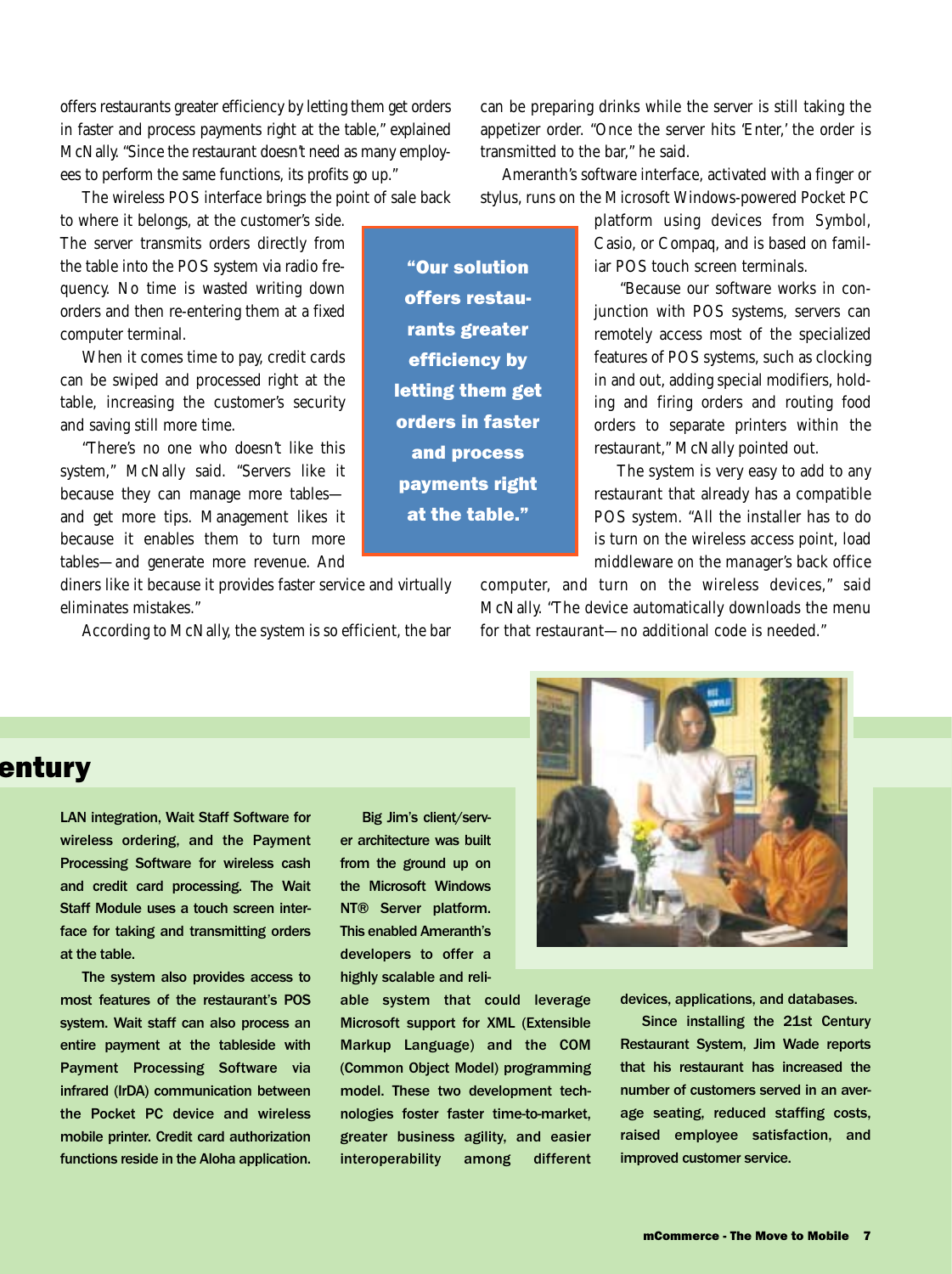offers restaurants greater efficiency by letting them get orders in faster and process payments right at the table," explained McNally. "Since the restaurant doesn't need as many employees to perform the same functions, its profits go up."

The wireless POS interface brings the point of sale back to where it belongs, at the customer's side. The server transmits orders directly from the table into the POS system via radio frequency. No time is wasted writing down orders and then re-entering them at a fixed computer terminal.

When it comes time to pay, credit cards can be swiped and processed right at the table, increasing the customer's security and saving still more time.

"There's no one who doesn't like this system," McNally said. "Servers like it because they can manage more tables—and get more tips. Management likes it because it enables them to turn more tables—and generate more revenue. And diners like it because it provides faster service and virtually eliminates mistakes."

According to McNally, the system is so efficient, the bar can be preparing drinks while the server is still taking the appetizer order. "Once the server hits 'Enter,' the order is transmitted to the bar," he said.

Ameranth's software interface, activated with a finger or stylus, runs on the Microsoft Windows-powered Pocket PC platform using devices from Symbol, Casio, or Compaq, and is based on familiar POS touch screen terminals.

**"Our solution offers restaurants greater efficiency by letting them get orders in faster and process payments right at the table."**

"Because our software works in conjunction with POS systems, servers can remotely access most of the specialized features of POS systems, such as clocking in and out, adding special modifiers, holding and firing orders and routing food orders to separate printers within the restaurant," McNally pointed out.

The system is very easy to add to any restaurant that already has a compatible POS system. "All the installer has to do is turn on the wireless access point, load middleware on the manager's back office computer, and turn on the wireless devices," said McNally. "The device automatically downloads the menu for that restaurant—no additional code is needed."

## entury

LAN integration, Wait Staff Software for wireless ordering, and the Payment Processing Software for wireless cash and credit card processing. The Wait Staff Module uses a touch screen interface for taking and transmitting orders at the table.

The system also provides access to most features of the restaurant's POS system. Wait staff can also process an entire payment at the tableside with Payment Processing Software via infrared (IrDA) communication between the Pocket PC device and wireless mobile printer. Credit card authorization functions reside in the Aloha application.

Big Jim's client/server architecture was built from the ground up on the Microsoft Windows NT® Server platform. This enabled Ameranth's developers to offer a highly scalable and reliable system that could leverage Microsoft support for XML (Extensible Markup Language) and the COM (Common Object Model) programming model. These two development technologies foster faster time-to-market, greater business agility, and easier interoperability among different devices, applications, and databases.

Since installing the 21st Century Restaurant System, Jim Wade reports that his restaurant has increased the number of customers served in an average seating, reduced staffing costs, raised employee satisfaction, and improved customer service.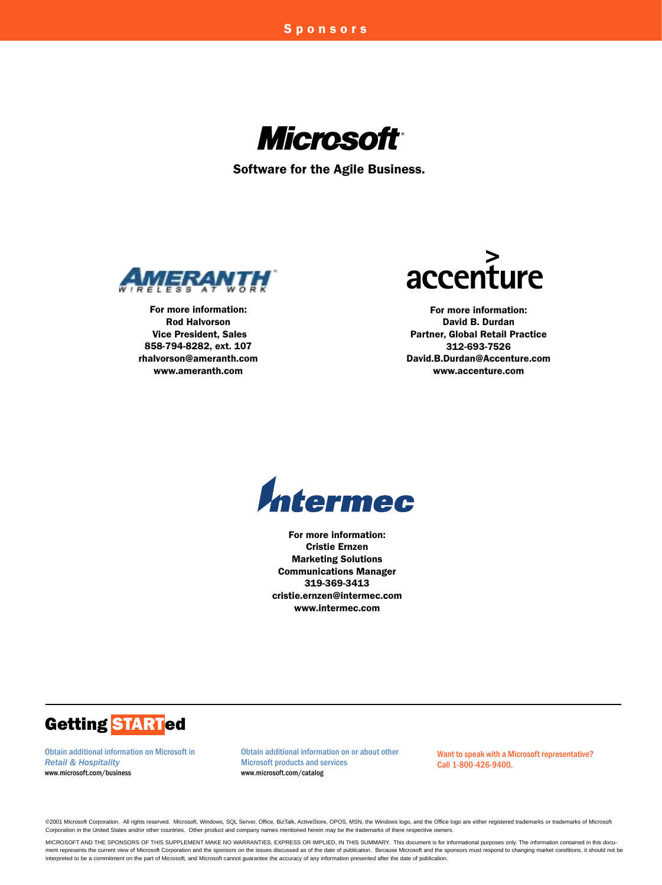## Sponsors

**Microsoft**

**Software for the Agile Business.**

**AMERANTH**
WIRELESS AT WORK

**For more information:**
**Rod Halvorson**
**Vice President, Sales**
**858-794-8282, ext. 107**
**rhalvorson@ameranth.com**
**www.ameranth.com**

**accenture**

**For more information:**
**David B. Durdan**
**Partner, Global Retail Practice**
**312-693-7526**
**David.B.Durdan@Accenture.com**
**www.accenture.com**

**Intermec**

**For more information:**
**Cristie Ernzen**
**Marketing Solutions**
**Communications Manager**
**319-369-3413**
**cristie.ernzen@intermec.com**
**www.intermec.com**

## Getting STARTed

Obtain additional information on Microsoft in *Retail & Hospitality*
www.microsoft.com/business

Obtain additional information on or about other Microsoft products and services
www.microsoft.com/catalog

Want to speak with a Microsoft representative?
Call 1-800-426-9400.

©2001 Microsoft Corporation. All rights reserved. Microsoft, Windows, SQL Server, Office, BizTalk, ActiveStore, OPOS, MSN, the Windows logo, and the Office logo are either registered trademarks or trademarks of Microsoft Corporation in the United States and/or other countries. Other product and company names mentioned herein may be the trademarks of there respective owners.

MICROSOFT AND THE SPONSORS OF THIS SUPPLEMENT MAKE NO WARRANTIES, EXPRESS OR IMPLIED, IN THIS SUMMARY. This document is for informational purposes only. The information contained in this document represents the current view of Microsoft Corporation and the sponsors on the issues discussed as of the date of publication. Because Microsoft and the sponsors must respond to changing market conditions, it should not be interpreted to be a commitment on the part of Microsoft, and Microsoft cannot guarantee the accuracy of any information presented after the date of publication.